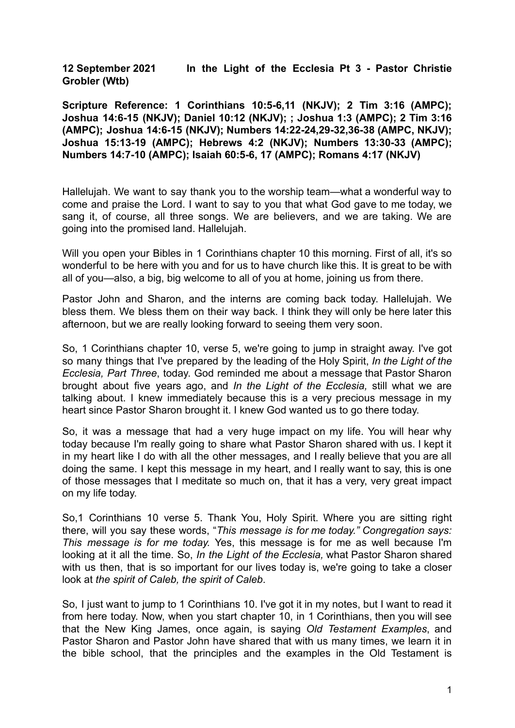**12 September 2021 In the Light of the Ecclesia Pt 3 - Pastor Christie Grobler (Wtb)**

**Scripture Reference: 1 Corinthians 10:5-6,11 (NKJV); 2 Tim 3:16 (AMPC); Joshua 14:6-15 (NKJV); Daniel 10:12 (NKJV); ; Joshua 1:3 (AMPC); 2 Tim 3:16 (AMPC); Joshua 14:6-15 (NKJV); Numbers 14:22-24,29-32,36-38 (AMPC, NKJV); Joshua 15:13-19 (AMPC); Hebrews 4:2 (NKJV); Numbers 13:30-33 (AMPC); Numbers 14:7-10 (AMPC); Isaiah 60:5-6, 17 (AMPC); Romans 4:17 (NKJV)**

Hallelujah. We want to say thank you to the worship team—what a wonderful way to come and praise the Lord. I want to say to you that what God gave to me today, we sang it, of course, all three songs. We are believers, and we are taking. We are going into the promised land. Hallelujah.

Will you open your Bibles in 1 Corinthians chapter 10 this morning. First of all, it's so wonderful to be here with you and for us to have church like this. It is great to be with all of you—also, a big, big welcome to all of you at home, joining us from there.

Pastor John and Sharon, and the interns are coming back today. Hallelujah. We bless them. We bless them on their way back. I think they will only be here later this afternoon, but we are really looking forward to seeing them very soon.

So, 1 Corinthians chapter 10, verse 5, we're going to jump in straight away. I've got so many things that I've prepared by the leading of the Holy Spirit, *In the Light of the Ecclesia, Part Three*, today. God reminded me about a message that Pastor Sharon brought about five years ago, and *In the Light of the Ecclesia,* still what we are talking about. I knew immediately because this is a very precious message in my heart since Pastor Sharon brought it. I knew God wanted us to go there today.

So, it was a message that had a very huge impact on my life. You will hear why today because I'm really going to share what Pastor Sharon shared with us. I kept it in my heart like I do with all the other messages, and I really believe that you are all doing the same. I kept this message in my heart, and I really want to say, this is one of those messages that I meditate so much on, that it has a very, very great impact on my life today.

So,1 Corinthians 10 verse 5. Thank You, Holy Spirit. Where you are sitting right there, will you say these words, "*This message is for me today." Congregation says: This message is for me today.* Yes, this message is for me as well because I'm looking at it all the time. So, *In the Light of the Ecclesia,* what Pastor Sharon shared with us then, that is so important for our lives today is, we're going to take a closer look at *the spirit of Caleb, the spirit of Caleb*.

So, I just want to jump to 1 Corinthians 10. I've got it in my notes, but I want to read it from here today. Now, when you start chapter 10, in 1 Corinthians, then you will see that the New King James, once again, is saying *Old Testament Examples*, and Pastor Sharon and Pastor John have shared that with us many times, we learn it in the bible school, that the principles and the examples in the Old Testament is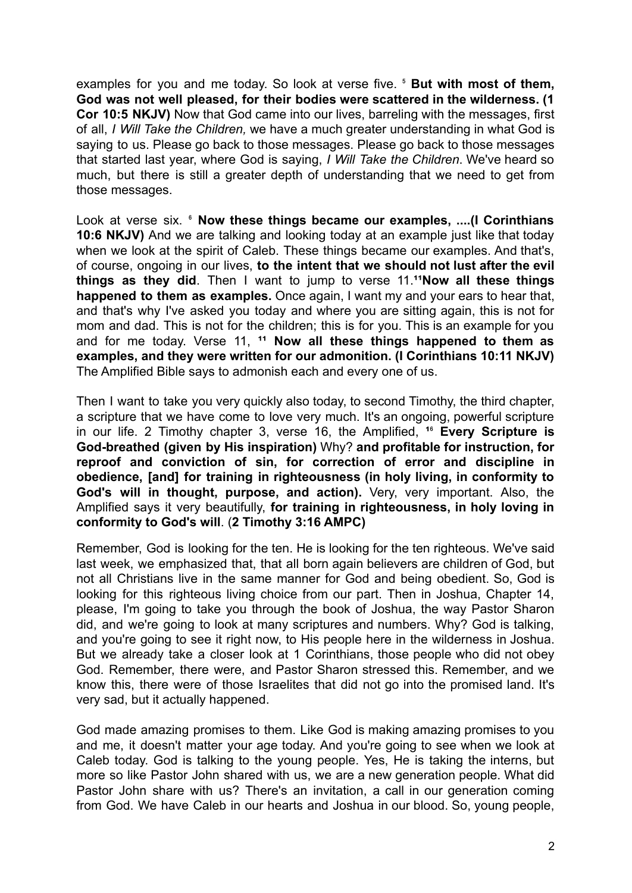examples for you and me today. So look at verse five. [5] **But with most of them, God was not well pleased, for their bodies were scattered in the wilderness. (1 Cor 10:5 NKJV)** Now that God came into our lives, barreling with the messages, first of all, *I Will Take the Children,* we have a much greater understanding in what God is saying to us. Please go back to those messages. Please go back to those messages that started last year, where God is saying, *I Will Take the Children*. We've heard so much, but there is still a greater depth of understanding that we need to get from those messages.

Look at verse six. [6] **Now these things became our examples, ....(I Corinthians 10:6 NKJV)** And we are talking and looking today at an example just like that today when we look at the spirit of Caleb. These things became our examples. And that's, of course, ongoing in our lives, **to the intent that we should not lust after the evil things as they did**. Then I want to jump to verse 11.[11]**Now all these things happened to them as examples.** Once again, I want my and your ears to hear that, and that's why I've asked you today and where you are sitting again, this is not for mom and dad. This is not for the children; this is for you. This is an example for you and for me today. Verse 11, [11] **Now all these things happened to them as examples, and they were written for our admonition. (I Corinthians 10:11 NKJV)** The Amplified Bible says to admonish each and every one of us.

Then I want to take you very quickly also today, to second Timothy, the third chapter, a scripture that we have come to love very much. It's an ongoing, powerful scripture in our life. 2 Timothy chapter 3, verse 16, the Amplified, [16] **Every Scripture is God-breathed (given by His inspiration)** Why? **and profitable for instruction, for reproof and conviction of sin, for correction of error and discipline in obedience, [and] for training in righteousness (in holy living, in conformity to God's will in thought, purpose, and action).** Very, very important. Also, the Amplified says it very beautifully, **for training in righteousness, in holy loving in conformity to God's will**. (**2 Timothy 3:16 AMPC)**

Remember, God is looking for the ten. He is looking for the ten righteous. We've said last week, we emphasized that, that all born again believers are children of God, but not all Christians live in the same manner for God and being obedient. So, God is looking for this righteous living choice from our part. Then in Joshua, Chapter 14, please, I'm going to take you through the book of Joshua, the way Pastor Sharon did, and we're going to look at many scriptures and numbers. Why? God is talking, and you're going to see it right now, to His people here in the wilderness in Joshua. But we already take a closer look at 1 Corinthians, those people who did not obey God. Remember, there were, and Pastor Sharon stressed this. Remember, and we know this, there were of those Israelites that did not go into the promised land. It's very sad, but it actually happened.

God made amazing promises to them. Like God is making amazing promises to you and me, it doesn't matter your age today. And you're going to see when we look at Caleb today. God is talking to the young people. Yes, He is taking the interns, but more so like Pastor John shared with us, we are a new generation people. What did Pastor John share with us? There's an invitation, a call in our generation coming from God. We have Caleb in our hearts and Joshua in our blood. So, young people,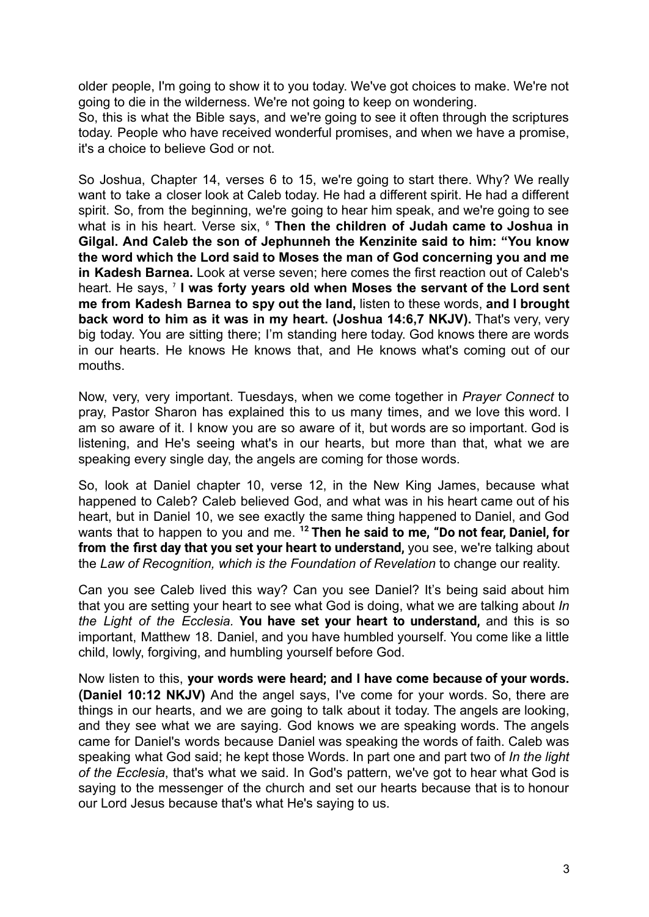older people, I'm going to show it to you today. We've got choices to make. We're not going to die in the wilderness. We're not going to keep on wondering.
So, this is what the Bible says, and we're going to see it often through the scriptures today. People who have received wonderful promises, and when we have a promise, it's a choice to believe God or not.

So Joshua, Chapter 14, verses 6 to 15, we're going to start there. Why? We really want to take a closer look at Caleb today. He had a different spirit. He had a different spirit. So, from the beginning, we're going to hear him speak, and we're going to see what is in his heart. Verse six, [6] **Then the children of Judah came to Joshua in Gilgal. And Caleb the son of Jephunneh the Kenzinite said to him: "You know the word which the Lord said to Moses the man of God concerning you and me in Kadesh Barnea.** Look at verse seven; here comes the first reaction out of Caleb's heart. He says, [7] **I was forty years old when Moses the servant of the Lord sent me from Kadesh Barnea to spy out the land,** listen to these words, **and I brought back word to him as it was in my heart. (Joshua 14:6,7 NKJV).** That's very, very big today. You are sitting there; I'm standing here today. God knows there are words in our hearts. He knows He knows that, and He knows what's coming out of our mouths.

Now, very, very important. Tuesdays, when we come together in *Prayer Connect* to pray, Pastor Sharon has explained this to us many times, and we love this word. I am so aware of it. I know you are so aware of it, but words are so important. God is listening, and He's seeing what's in our hearts, but more than that, what we are speaking every single day, the angels are coming for those words.

So, look at Daniel chapter 10, verse 12, in the New King James, because what happened to Caleb? Caleb believed God, and what was in his heart came out of his heart, but in Daniel 10, we see exactly the same thing happened to Daniel, and God wants that to happen to you and me. [12] **Then he said to me, "Do not fear, Daniel, for from the first day that you set your heart to understand,** you see, we're talking about the *Law of Recognition, which is the Foundation of Revelation* to change our reality.

Can you see Caleb lived this way? Can you see Daniel? It's being said about him that you are setting your heart to see what God is doing, what we are talking about *In the Light of the Ecclesia*. **You have set your heart to understand,** and this is so important, Matthew 18. Daniel, and you have humbled yourself. You come like a little child, lowly, forgiving, and humbling yourself before God.

Now listen to this, **your words were heard; and I have come because of your words. (Daniel 10:12 NKJV)** And the angel says, I've come for your words. So, there are things in our hearts, and we are going to talk about it today. The angels are looking, and they see what we are saying. God knows we are speaking words. The angels came for Daniel's words because Daniel was speaking the words of faith. Caleb was speaking what God said; he kept those Words. In part one and part two of *In the light of the Ecclesia*, that's what we said. In God's pattern, we've got to hear what God is saying to the messenger of the church and set our hearts because that is to honour our Lord Jesus because that's what He's saying to us.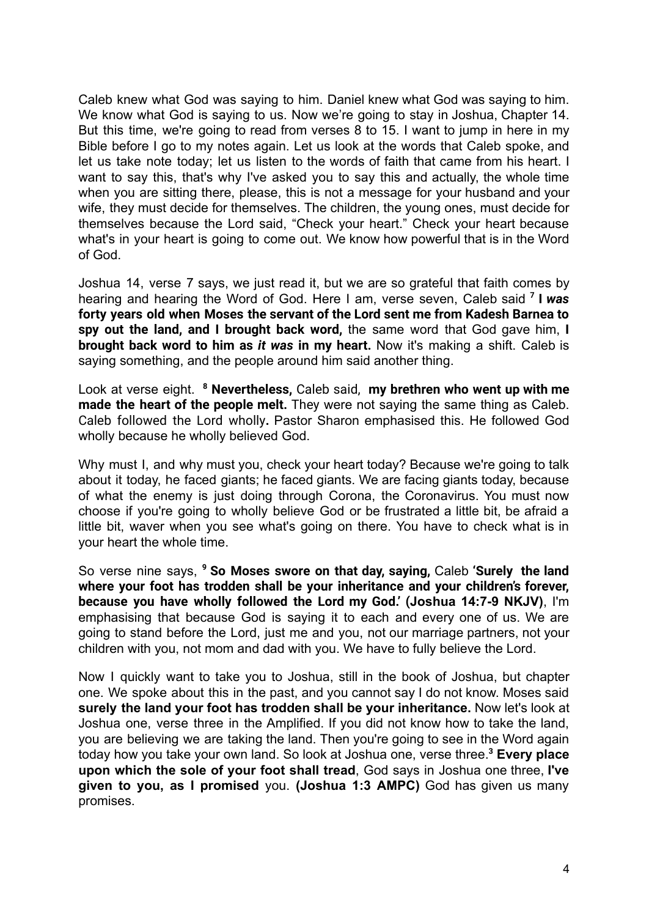Caleb knew what God was saying to him. Daniel knew what God was saying to him. We know what God is saying to us. Now we're going to stay in Joshua, Chapter 14. But this time, we're going to read from verses 8 to 15. I want to jump in here in my Bible before I go to my notes again. Let us look at the words that Caleb spoke, and let us take note today; let us listen to the words of faith that came from his heart. I want to say this, that's why I've asked you to say this and actually, the whole time when you are sitting there, please, this is not a message for your husband and your wife, they must decide for themselves. The children, the young ones, must decide for themselves because the Lord said, "Check your heart." Check your heart because what's in your heart is going to come out. We know how powerful that is in the Word of God.

Joshua 14, verse 7 says, we just read it, but we are so grateful that faith comes by hearing and hearing the Word of God. Here I am, verse seven, Caleb said [7] **I *was* forty years old when Moses the servant of the Lord sent me from Kadesh Barnea to spy out the land, and I brought back word,** the same word that God gave him, **I brought back word to him as *it was* in my heart.** Now it's making a shift. Caleb is saying something, and the people around him said another thing.

Look at verse eight. [8] **Nevertheless,** Caleb said, **my brethren who went up with me made the heart of the people melt.** They were not saying the same thing as Caleb. Caleb followed the Lord wholly. Pastor Sharon emphasised this. He followed God wholly because he wholly believed God.

Why must I, and why must you, check your heart today? Because we're going to talk about it today, he faced giants; he faced giants. We are facing giants today, because of what the enemy is just doing through Corona, the Coronavirus. You must now choose if you're going to wholly believe God or be frustrated a little bit, be afraid a little bit, waver when you see what's going on there. You have to check what is in your heart the whole time.

So verse nine says, [9] **So Moses swore on that day, saying,** Caleb **'Surely the land where your foot has trodden shall be your inheritance and your children's forever, because you have wholly followed the Lord my God.' (Joshua 14:7-9 NKJV)**, I'm emphasising that because God is saying it to each and every one of us. We are going to stand before the Lord, just me and you, not our marriage partners, not your children with you, not mom and dad with you. We have to fully believe the Lord.

Now I quickly want to take you to Joshua, still in the book of Joshua, but chapter one. We spoke about this in the past, and you cannot say I do not know. Moses said **surely the land your foot has trodden shall be your inheritance.** Now let's look at Joshua one, verse three in the Amplified. If you did not know how to take the land, you are believing we are taking the land. Then you're going to see in the Word again today how you take your own land. So look at Joshua one, verse three.[3] **Every place upon which the sole of your foot shall tread**, God says in Joshua one three, **I've given to you, as I promised** you. **(Joshua 1:3 AMPC)** God has given us many promises.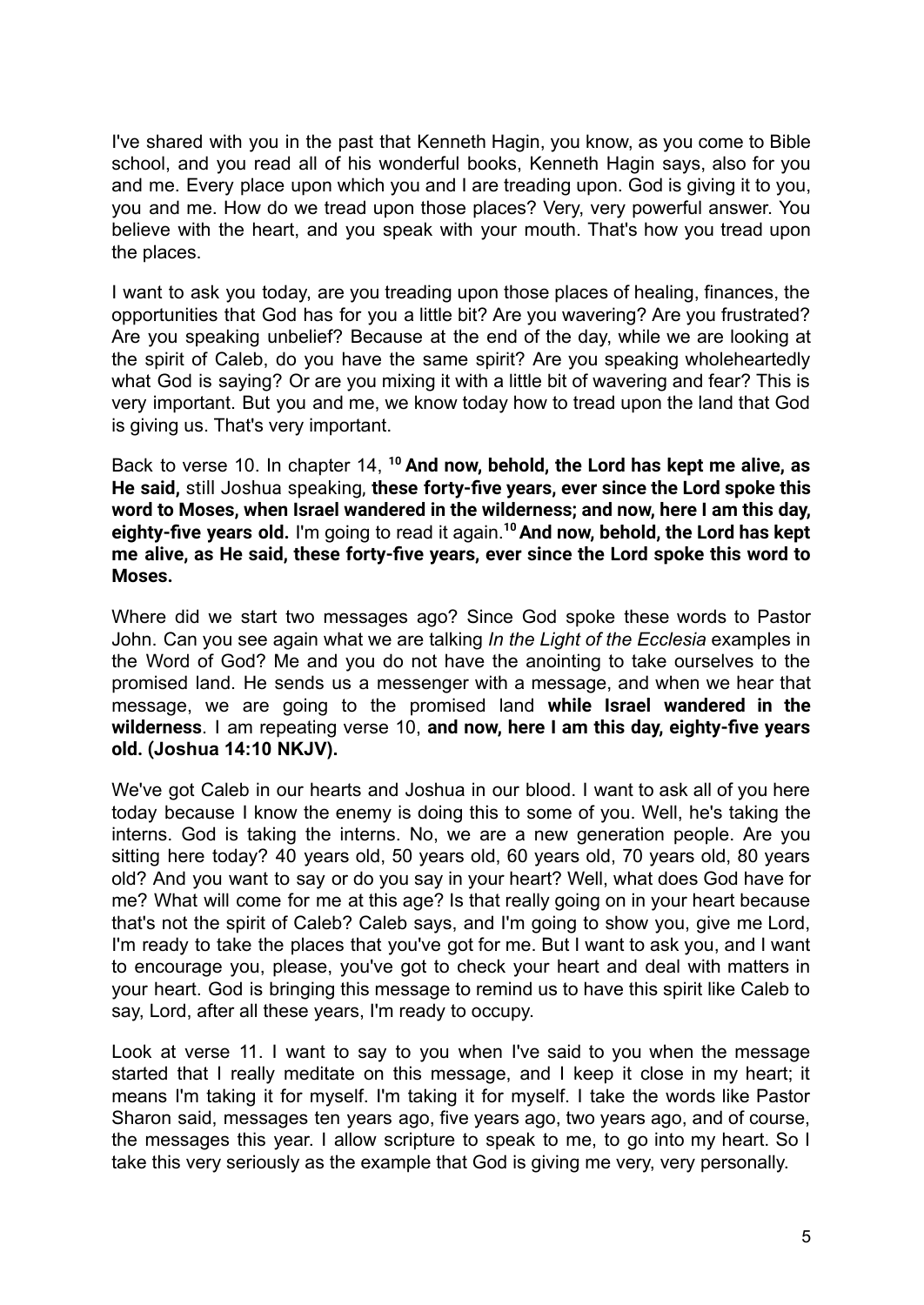I've shared with you in the past that Kenneth Hagin, you know, as you come to Bible school, and you read all of his wonderful books, Kenneth Hagin says, also for you and me. Every place upon which you and I are treading upon. God is giving it to you, you and me. How do we tread upon those places? Very, very powerful answer. You believe with the heart, and you speak with your mouth. That's how you tread upon the places.

I want to ask you today, are you treading upon those places of healing, finances, the opportunities that God has for you a little bit? Are you wavering? Are you frustrated? Are you speaking unbelief? Because at the end of the day, while we are looking at the spirit of Caleb, do you have the same spirit? Are you speaking wholeheartedly what God is saying? Or are you mixing it with a little bit of wavering and fear? This is very important. But you and me, we know today how to tread upon the land that God is giving us. That's very important.

Back to verse 10. In chapter 14, [10] **And now, behold, the Lord has kept me alive, as He said,** still Joshua speaking, **these forty-five years, ever since the Lord spoke this word to Moses, when Israel wandered in the wilderness; and now, here I am this day, eighty-five years old.** I'm going to read it again.[10] **And now, behold, the Lord has kept me alive, as He said, these forty-five years, ever since the Lord spoke this word to Moses.**

Where did we start two messages ago? Since God spoke these words to Pastor John. Can you see again what we are talking *In the Light of the Ecclesia* examples in the Word of God? Me and you do not have the anointing to take ourselves to the promised land. He sends us a messenger with a message, and when we hear that message, we are going to the promised land **while Israel wandered in the wilderness**. I am repeating verse 10, **and now, here I am this day, eighty-five years old. (Joshua 14:10 NKJV).**

We've got Caleb in our hearts and Joshua in our blood. I want to ask all of you here today because I know the enemy is doing this to some of you. Well, he's taking the interns. God is taking the interns. No, we are a new generation people. Are you sitting here today? 40 years old, 50 years old, 60 years old, 70 years old, 80 years old? And you want to say or do you say in your heart? Well, what does God have for me? What will come for me at this age? Is that really going on in your heart because that's not the spirit of Caleb? Caleb says, and I'm going to show you, give me Lord, I'm ready to take the places that you've got for me. But I want to ask you, and I want to encourage you, please, you've got to check your heart and deal with matters in your heart. God is bringing this message to remind us to have this spirit like Caleb to say, Lord, after all these years, I'm ready to occupy.

Look at verse 11. I want to say to you when I've said to you when the message started that I really meditate on this message, and I keep it close in my heart; it means I'm taking it for myself. I'm taking it for myself. I take the words like Pastor Sharon said, messages ten years ago, five years ago, two years ago, and of course, the messages this year. I allow scripture to speak to me, to go into my heart. So I take this very seriously as the example that God is giving me very, very personally.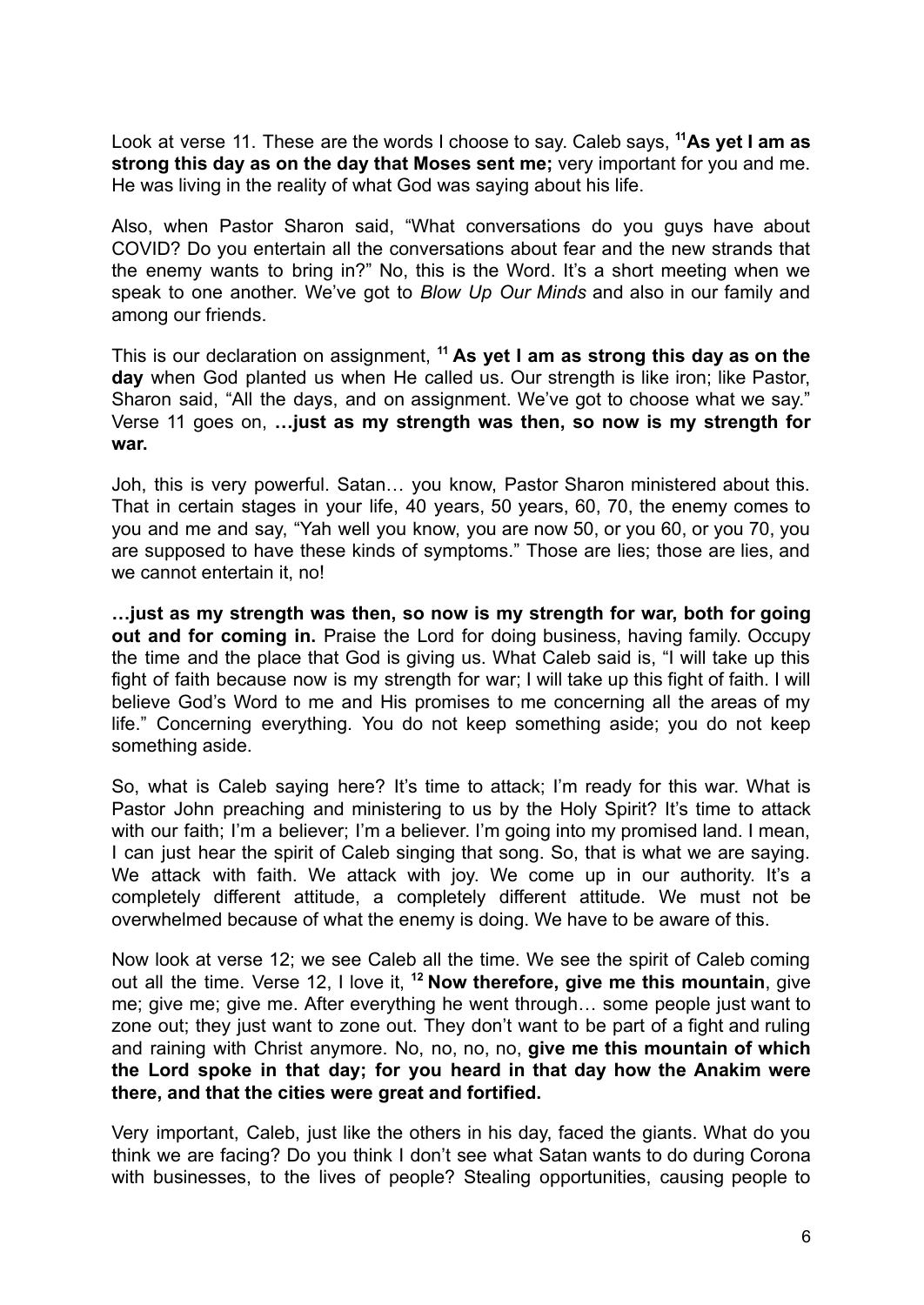Look at verse 11. These are the words I choose to say. Caleb says, [11]**As yet I am as strong this day as on the day that Moses sent me;** very important for you and me. He was living in the reality of what God was saying about his life.

Also, when Pastor Sharon said, "What conversations do you guys have about COVID? Do you entertain all the conversations about fear and the new strands that the enemy wants to bring in?" No, this is the Word. It's a short meeting when we speak to one another. We've got to *Blow Up Our Minds* and also in our family and among our friends.

This is our declaration on assignment, [11] **As yet I am as strong this day as on the day** when God planted us when He called us. Our strength is like iron; like Pastor, Sharon said, "All the days, and on assignment. We've got to choose what we say." Verse 11 goes on, **…just as my strength was then, so now is my strength for war.**

Joh, this is very powerful. Satan… you know, Pastor Sharon ministered about this. That in certain stages in your life, 40 years, 50 years, 60, 70, the enemy comes to you and me and say, "Yah well you know, you are now 50, or you 60, or you 70, you are supposed to have these kinds of symptoms." Those are lies; those are lies, and we cannot entertain it, no!

**…just as my strength was then, so now is my strength for war, both for going out and for coming in.** Praise the Lord for doing business, having family. Occupy the time and the place that God is giving us. What Caleb said is, "I will take up this fight of faith because now is my strength for war; I will take up this fight of faith. I will believe God's Word to me and His promises to me concerning all the areas of my life." Concerning everything. You do not keep something aside; you do not keep something aside.

So, what is Caleb saying here? It's time to attack; I'm ready for this war. What is Pastor John preaching and ministering to us by the Holy Spirit? It's time to attack with our faith; I'm a believer; I'm a believer. I'm going into my promised land. I mean, I can just hear the spirit of Caleb singing that song. So, that is what we are saying. We attack with faith. We attack with joy. We come up in our authority. It's a completely different attitude, a completely different attitude. We must not be overwhelmed because of what the enemy is doing. We have to be aware of this.

Now look at verse 12; we see Caleb all the time. We see the spirit of Caleb coming out all the time. Verse 12, I love it, [12] **Now therefore, give me this mountain**, give me; give me; give me. After everything he went through… some people just want to zone out; they just want to zone out. They don't want to be part of a fight and ruling and raining with Christ anymore. No, no, no, no, **give me this mountain of which the Lord spoke in that day; for you heard in that day how the Anakim were there, and that the cities were great and fortified.**

Very important, Caleb, just like the others in his day, faced the giants. What do you think we are facing? Do you think I don't see what Satan wants to do during Corona with businesses, to the lives of people? Stealing opportunities, causing people to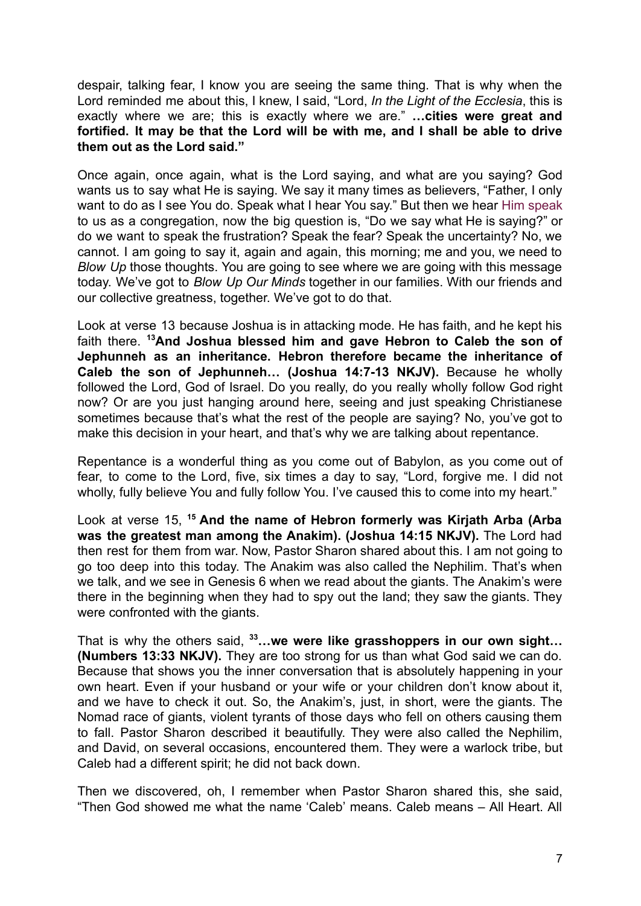despair, talking fear, I know you are seeing the same thing. That is why when the Lord reminded me about this, I knew, I said, "Lord, *In the Light of the Ecclesia*, this is exactly where we are; this is exactly where we are." **…cities were great and fortified. It may be that the Lord will be with me, and I shall be able to drive them out as the Lord said."**

Once again, once again, what is the Lord saying, and what are you saying? God wants us to say what He is saying. We say it many times as believers, "Father, I only want to do as I see You do. Speak what I hear You say." But then we hear Him speak to us as a congregation, now the big question is, "Do we say what He is saying?" or do we want to speak the frustration? Speak the fear? Speak the uncertainty? No, we cannot. I am going to say it, again and again, this morning; me and you, we need to *Blow Up* those thoughts. You are going to see where we are going with this message today. We've got to *Blow Up Our Minds* together in our families. With our friends and our collective greatness, together. We've got to do that.

Look at verse 13 because Joshua is in attacking mode. He has faith, and he kept his faith there. **[13]And Joshua blessed him and gave Hebron to Caleb the son of Jephunneh as an inheritance. Hebron therefore became the inheritance of Caleb the son of Jephunneh… (Joshua 14:7-13 NKJV).** Because he wholly followed the Lord, God of Israel. Do you really, do you really wholly follow God right now? Or are you just hanging around here, seeing and just speaking Christianese sometimes because that's what the rest of the people are saying? No, you've got to make this decision in your heart, and that's why we are talking about repentance.

Repentance is a wonderful thing as you come out of Babylon, as you come out of fear, to come to the Lord, five, six times a day to say, "Lord, forgive me. I did not wholly, fully believe You and fully follow You. I've caused this to come into my heart."

Look at verse 15, **[15] And the name of Hebron formerly was Kirjath Arba (Arba was the greatest man among the Anakim). (Joshua 14:15 NKJV).** The Lord had then rest for them from war. Now, Pastor Sharon shared about this. I am not going to go too deep into this today. The Anakim was also called the Nephilim. That's when we talk, and we see in Genesis 6 when we read about the giants. The Anakim's were there in the beginning when they had to spy out the land; they saw the giants. They were confronted with the giants.

That is why the others said, **[33]…we were like grasshoppers in our own sight… (Numbers 13:33 NKJV).** They are too strong for us than what God said we can do. Because that shows you the inner conversation that is absolutely happening in your own heart. Even if your husband or your wife or your children don't know about it, and we have to check it out. So, the Anakim's, just, in short, were the giants. The Nomad race of giants, violent tyrants of those days who fell on others causing them to fall. Pastor Sharon described it beautifully. They were also called the Nephilim, and David, on several occasions, encountered them. They were a warlock tribe, but Caleb had a different spirit; he did not back down.

Then we discovered, oh, I remember when Pastor Sharon shared this, she said, "Then God showed me what the name 'Caleb' means. Caleb means – All Heart. All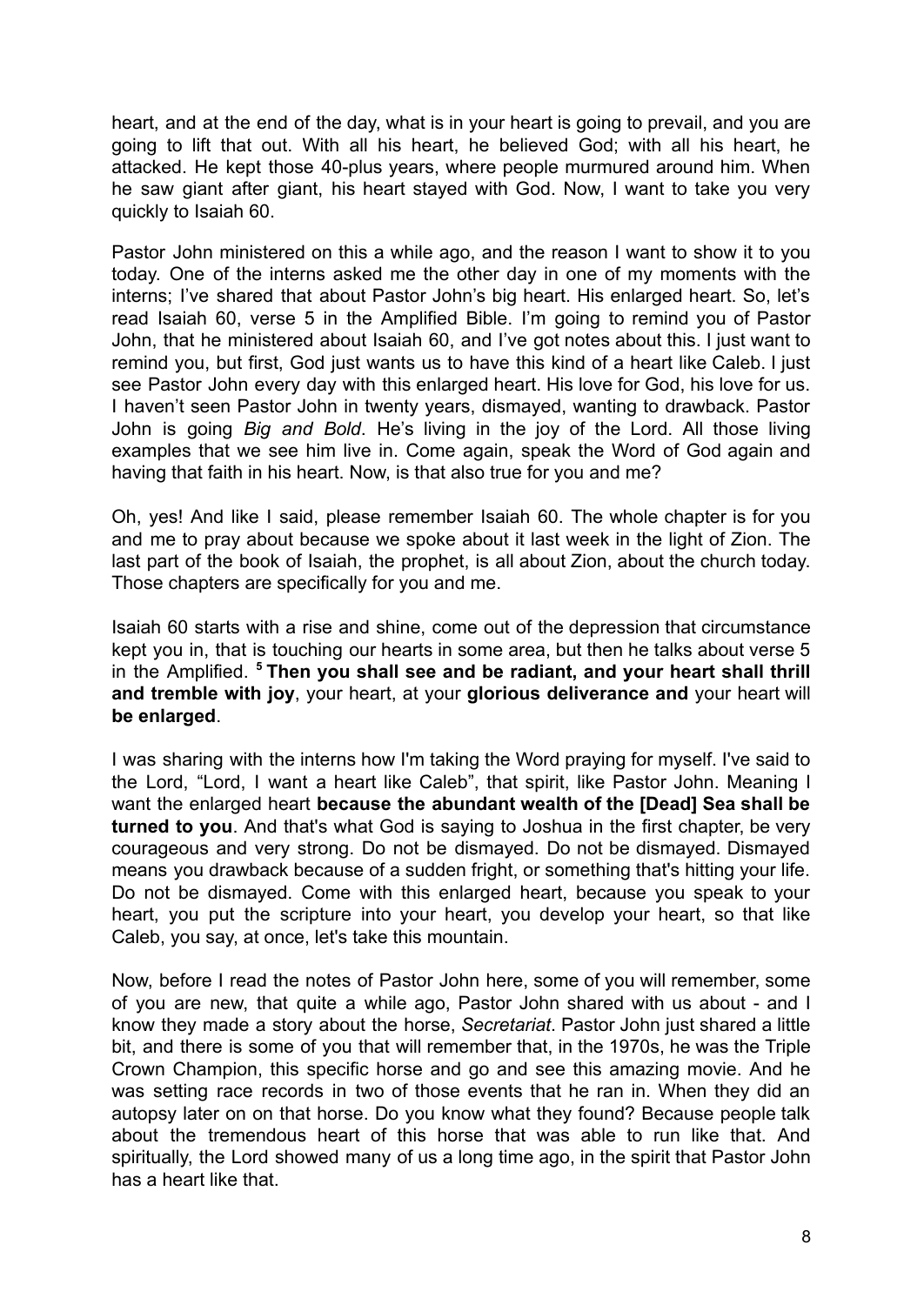heart, and at the end of the day, what is in your heart is going to prevail, and you are going to lift that out. With all his heart, he believed God; with all his heart, he attacked. He kept those 40-plus years, where people murmured around him. When he saw giant after giant, his heart stayed with God. Now, I want to take you very quickly to Isaiah 60.

Pastor John ministered on this a while ago, and the reason I want to show it to you today. One of the interns asked me the other day in one of my moments with the interns; I've shared that about Pastor John's big heart. His enlarged heart. So, let's read Isaiah 60, verse 5 in the Amplified Bible. I'm going to remind you of Pastor John, that he ministered about Isaiah 60, and I've got notes about this. I just want to remind you, but first, God just wants us to have this kind of a heart like Caleb. I just see Pastor John every day with this enlarged heart. His love for God, his love for us. I haven't seen Pastor John in twenty years, dismayed, wanting to drawback. Pastor John is going *Big and Bold*. He's living in the joy of the Lord. All those living examples that we see him live in. Come again, speak the Word of God again and having that faith in his heart. Now, is that also true for you and me?

Oh, yes! And like I said, please remember Isaiah 60. The whole chapter is for you and me to pray about because we spoke about it last week in the light of Zion. The last part of the book of Isaiah, the prophet, is all about Zion, about the church today. Those chapters are specifically for you and me.

Isaiah 60 starts with a rise and shine, come out of the depression that circumstance kept you in, that is touching our hearts in some area, but then he talks about verse 5 in the Amplified. **5 Then you shall see and be radiant, and your heart shall thrill and tremble with joy**, your heart, at your **glorious deliverance and** your heart will **be enlarged**.

I was sharing with the interns how I'm taking the Word praying for myself. I've said to the Lord, "Lord, I want a heart like Caleb", that spirit, like Pastor John. Meaning I want the enlarged heart **because the abundant wealth of the [Dead] Sea shall be turned to you**. And that's what God is saying to Joshua in the first chapter, be very courageous and very strong. Do not be dismayed. Do not be dismayed. Dismayed means you drawback because of a sudden fright, or something that's hitting your life. Do not be dismayed. Come with this enlarged heart, because you speak to your heart, you put the scripture into your heart, you develop your heart, so that like Caleb, you say, at once, let's take this mountain.

Now, before I read the notes of Pastor John here, some of you will remember, some of you are new, that quite a while ago, Pastor John shared with us about - and I know they made a story about the horse, *Secretariat*. Pastor John just shared a little bit, and there is some of you that will remember that, in the 1970s, he was the Triple Crown Champion, this specific horse and go and see this amazing movie. And he was setting race records in two of those events that he ran in. When they did an autopsy later on on that horse. Do you know what they found? Because people talk about the tremendous heart of this horse that was able to run like that. And spiritually, the Lord showed many of us a long time ago, in the spirit that Pastor John has a heart like that.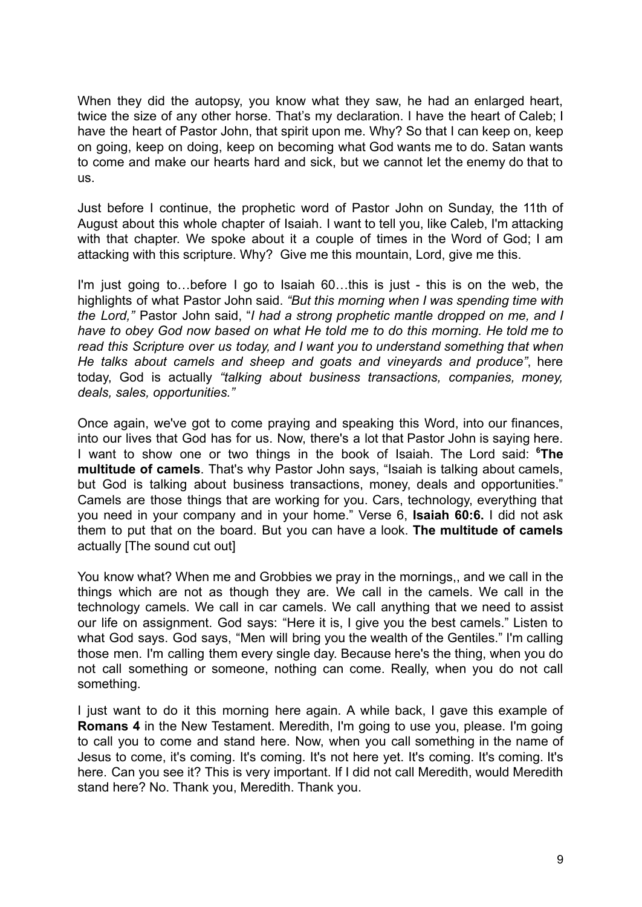When they did the autopsy, you know what they saw, he had an enlarged heart, twice the size of any other horse. That's my declaration. I have the heart of Caleb; I have the heart of Pastor John, that spirit upon me. Why? So that I can keep on, keep on going, keep on doing, keep on becoming what God wants me to do. Satan wants to come and make our hearts hard and sick, but we cannot let the enemy do that to us.

Just before I continue, the prophetic word of Pastor John on Sunday, the 11th of August about this whole chapter of Isaiah. I want to tell you, like Caleb, I'm attacking with that chapter. We spoke about it a couple of times in the Word of God; I am attacking with this scripture. Why? Give me this mountain, Lord, give me this.

I'm just going to…before I go to Isaiah 60…this is just - this is on the web, the highlights of what Pastor John said. *"But this morning when I was spending time with the Lord,"* Pastor John said, "*I had a strong prophetic mantle dropped on me, and I have to obey God now based on what He told me to do this morning. He told me to read this Scripture over us today, and I want you to understand something that when He talks about camels and sheep and goats and vineyards and produce"*, here today, God is actually *"talking about business transactions, companies, money, deals, sales, opportunities."*

Once again, we've got to come praying and speaking this Word, into our finances, into our lives that God has for us. Now, there's a lot that Pastor John is saying here. I want to show one or two things in the book of Isaiah. The Lord said: **[6]The multitude of camels**. That's why Pastor John says, "Isaiah is talking about camels, but God is talking about business transactions, money, deals and opportunities." Camels are those things that are working for you. Cars, technology, everything that you need in your company and in your home." Verse 6, **Isaiah 60:6.** I did not ask them to put that on the board. But you can have a look. **The multitude of camels** actually [The sound cut out]

You know what? When me and Grobbies we pray in the mornings,, and we call in the things which are not as though they are. We call in the camels. We call in the technology camels. We call in car camels. We call anything that we need to assist our life on assignment. God says: "Here it is, I give you the best camels." Listen to what God says. God says, "Men will bring you the wealth of the Gentiles." I'm calling those men. I'm calling them every single day. Because here's the thing, when you do not call something or someone, nothing can come. Really, when you do not call something.

I just want to do it this morning here again. A while back, I gave this example of **Romans 4** in the New Testament. Meredith, I'm going to use you, please. I'm going to call you to come and stand here. Now, when you call something in the name of Jesus to come, it's coming. It's coming. It's not here yet. It's coming. It's coming. It's here. Can you see it? This is very important. If I did not call Meredith, would Meredith stand here? No. Thank you, Meredith. Thank you.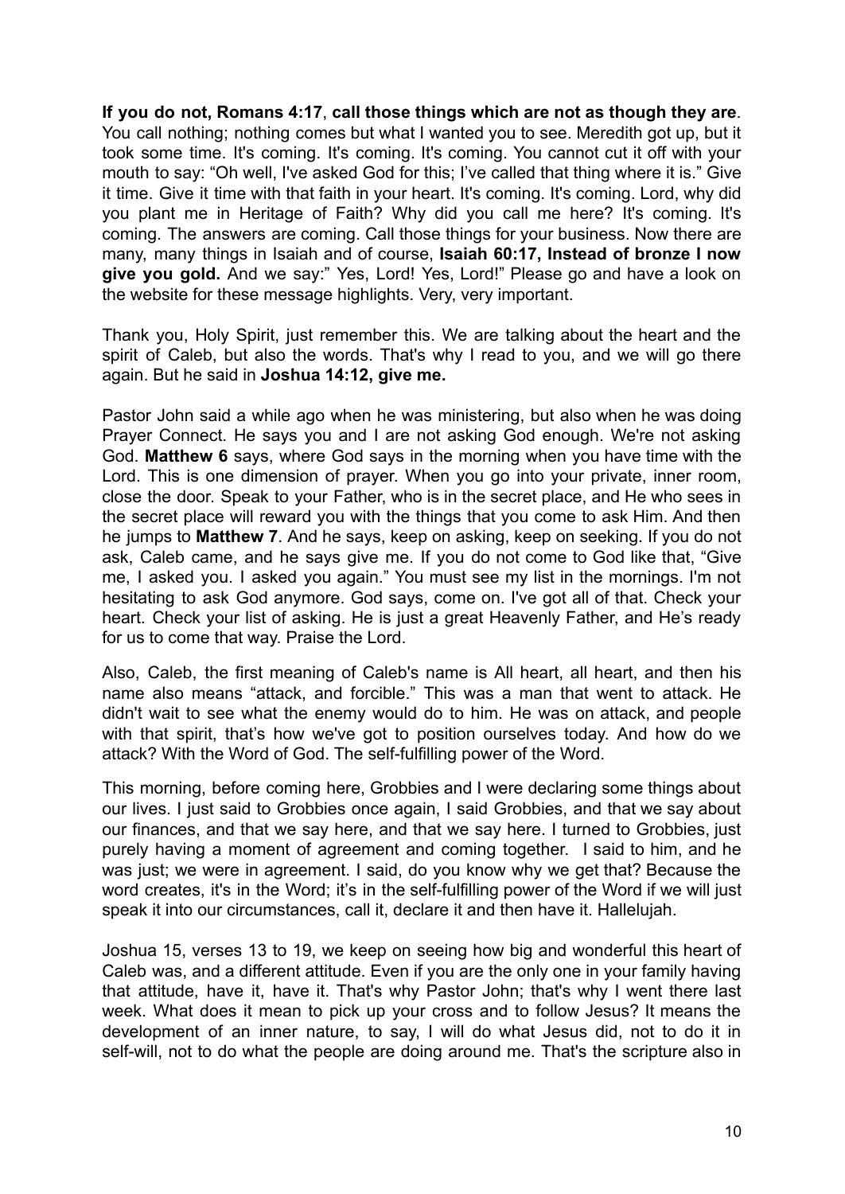**If you do not, Romans 4:17**, **call those things which are not as though they are**. You call nothing; nothing comes but what I wanted you to see. Meredith got up, but it took some time. It's coming. It's coming. It's coming. You cannot cut it off with your mouth to say: "Oh well, I've asked God for this; I've called that thing where it is." Give it time. Give it time with that faith in your heart. It's coming. It's coming. Lord, why did you plant me in Heritage of Faith? Why did you call me here? It's coming. It's coming. The answers are coming. Call those things for your business. Now there are many, many things in Isaiah and of course, **Isaiah 60:17, Instead of bronze I now give you gold.** And we say:" Yes, Lord! Yes, Lord!" Please go and have a look on the website for these message highlights. Very, very important.

Thank you, Holy Spirit, just remember this. We are talking about the heart and the spirit of Caleb, but also the words. That's why I read to you, and we will go there again. But he said in **Joshua 14:12, give me.**

Pastor John said a while ago when he was ministering, but also when he was doing Prayer Connect. He says you and I are not asking God enough. We're not asking God. **Matthew 6** says, where God says in the morning when you have time with the Lord. This is one dimension of prayer. When you go into your private, inner room, close the door. Speak to your Father, who is in the secret place, and He who sees in the secret place will reward you with the things that you come to ask Him. And then he jumps to **Matthew 7**. And he says, keep on asking, keep on seeking. If you do not ask, Caleb came, and he says give me. If you do not come to God like that, "Give me, I asked you. I asked you again." You must see my list in the mornings. I'm not hesitating to ask God anymore. God says, come on. I've got all of that. Check your heart. Check your list of asking. He is just a great Heavenly Father, and He's ready for us to come that way. Praise the Lord.

Also, Caleb, the first meaning of Caleb's name is All heart, all heart, and then his name also means "attack, and forcible." This was a man that went to attack. He didn't wait to see what the enemy would do to him. He was on attack, and people with that spirit, that's how we've got to position ourselves today. And how do we attack? With the Word of God. The self-fulfilling power of the Word.

This morning, before coming here, Grobbies and I were declaring some things about our lives. I just said to Grobbies once again, I said Grobbies, and that we say about our finances, and that we say here, and that we say here. I turned to Grobbies, just purely having a moment of agreement and coming together. I said to him, and he was just; we were in agreement. I said, do you know why we get that? Because the word creates, it's in the Word; it's in the self-fulfilling power of the Word if we will just speak it into our circumstances, call it, declare it and then have it. Hallelujah.

Joshua 15, verses 13 to 19, we keep on seeing how big and wonderful this heart of Caleb was, and a different attitude. Even if you are the only one in your family having that attitude, have it, have it. That's why Pastor John; that's why I went there last week. What does it mean to pick up your cross and to follow Jesus? It means the development of an inner nature, to say, I will do what Jesus did, not to do it in self-will, not to do what the people are doing around me. That's the scripture also in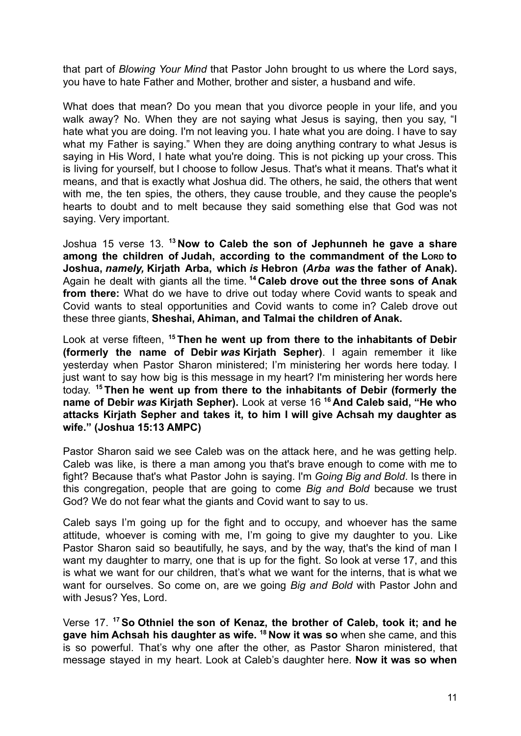that part of *Blowing Your Mind* that Pastor John brought to us where the Lord says, you have to hate Father and Mother, brother and sister, a husband and wife.

What does that mean? Do you mean that you divorce people in your life, and you walk away? No. When they are not saying what Jesus is saying, then you say, "I hate what you are doing. I'm not leaving you. I hate what you are doing. I have to say what my Father is saying." When they are doing anything contrary to what Jesus is saying in His Word, I hate what you're doing. This is not picking up your cross. This is living for yourself, but I choose to follow Jesus. That's what it means. That's what it means, and that is exactly what Joshua did. The others, he said, the others that went with me, the ten spies, the others, they cause trouble, and they cause the people's hearts to doubt and to melt because they said something else that God was not saying. Very important.

Joshua 15 verse 13. [13] **Now to Caleb the son of Jephunneh he gave a share among the children of Judah, according to the commandment of the LORD to Joshua, *namely,* Kirjath Arba, which *is* Hebron (*Arba was* the father of Anak).** Again he dealt with giants all the time. [14] **Caleb drove out the three sons of Anak from there:** What do we have to drive out today where Covid wants to speak and Covid wants to steal opportunities and Covid wants to come in? Caleb drove out these three giants, **Sheshai, Ahiman, and Talmai the children of Anak.**

Look at verse fifteen, [15] **Then he went up from there to the inhabitants of Debir (formerly the name of Debir *was* Kirjath Sepher)**. I again remember it like yesterday when Pastor Sharon ministered; I'm ministering her words here today. I just want to say how big is this message in my heart? I'm ministering her words here today. [15] **Then he went up from there to the inhabitants of Debir (formerly the name of Debir *was* Kirjath Sepher).** Look at verse 16 [16] **And Caleb said, "He who attacks Kirjath Sepher and takes it, to him I will give Achsah my daughter as wife." (Joshua 15:13 AMPC)**

Pastor Sharon said we see Caleb was on the attack here, and he was getting help. Caleb was like, is there a man among you that's brave enough to come with me to fight? Because that's what Pastor John is saying. I'm *Going Big and Bold*. Is there in this congregation, people that are going to come *Big and Bold* because we trust God? We do not fear what the giants and Covid want to say to us.

Caleb says I'm going up for the fight and to occupy, and whoever has the same attitude, whoever is coming with me, I'm going to give my daughter to you. Like Pastor Sharon said so beautifully, he says, and by the way, that's the kind of man I want my daughter to marry, one that is up for the fight. So look at verse 17, and this is what we want for our children, that's what we want for the interns, that is what we want for ourselves. So come on, are we going *Big and Bold* with Pastor John and with Jesus? Yes, Lord.

Verse 17. [17] **So Othniel the son of Kenaz, the brother of Caleb, took it; and he gave him Achsah his daughter as wife.** [18] **Now it was so** when she came, and this is so powerful. That's why one after the other, as Pastor Sharon ministered, that message stayed in my heart. Look at Caleb's daughter here. **Now it was so when**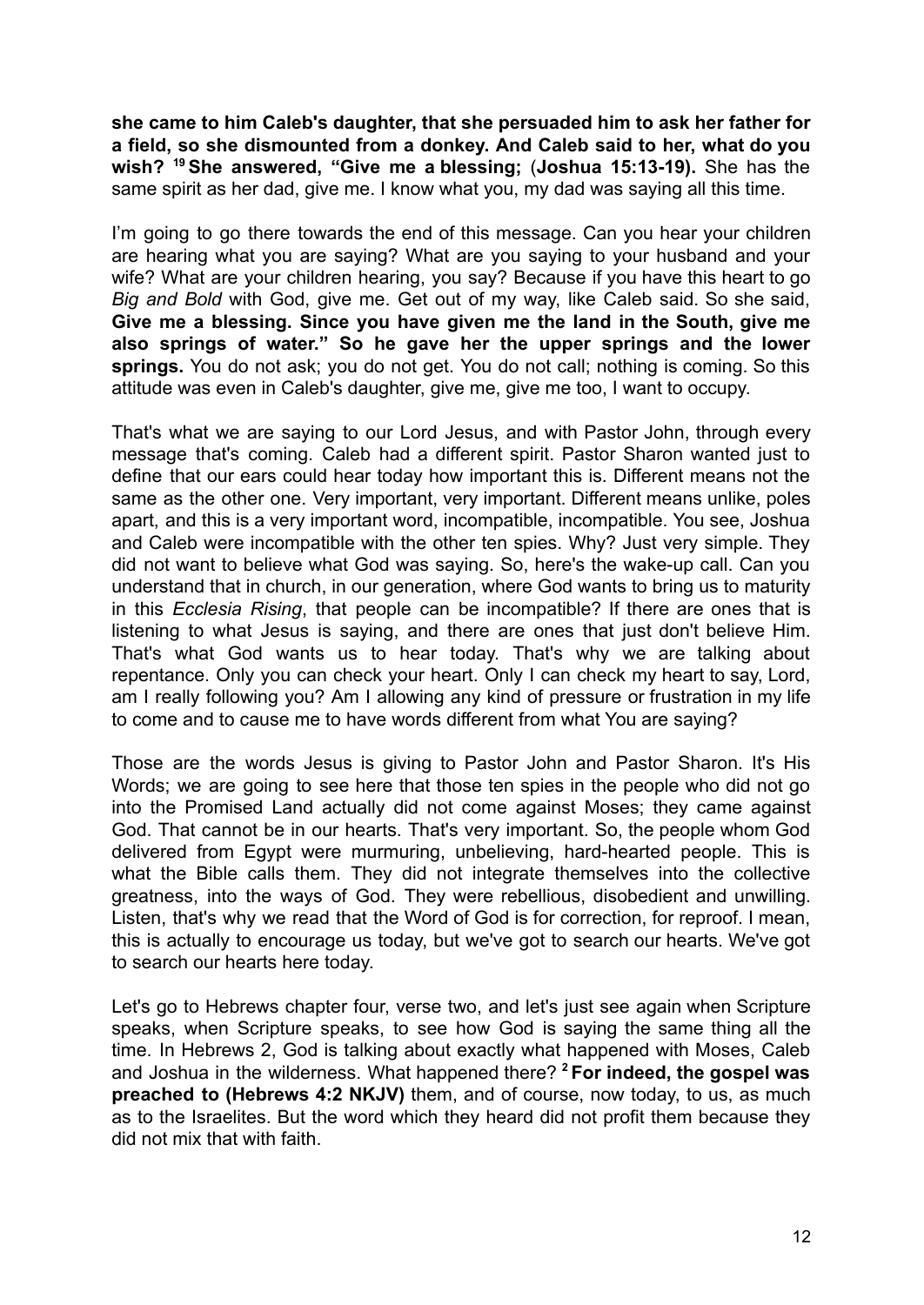**she came to him Caleb's daughter, that she persuaded him to ask her father for a field, so she dismounted from a donkey. And Caleb said to her, what do you wish? [19] She answered, "Give me a blessing;** (**Joshua 15:13-19).** She has the same spirit as her dad, give me. I know what you, my dad was saying all this time.

I'm going to go there towards the end of this message. Can you hear your children are hearing what you are saying? What are you saying to your husband and your wife? What are your children hearing, you say? Because if you have this heart to go *Big and Bold* with God, give me. Get out of my way, like Caleb said. So she said, **Give me a blessing. Since you have given me the land in the South, give me also springs of water." So he gave her the upper springs and the lower springs.** You do not ask; you do not get. You do not call; nothing is coming. So this attitude was even in Caleb's daughter, give me, give me too, I want to occupy.

That's what we are saying to our Lord Jesus, and with Pastor John, through every message that's coming. Caleb had a different spirit. Pastor Sharon wanted just to define that our ears could hear today how important this is. Different means not the same as the other one. Very important, very important. Different means unlike, poles apart, and this is a very important word, incompatible, incompatible. You see, Joshua and Caleb were incompatible with the other ten spies. Why? Just very simple. They did not want to believe what God was saying. So, here's the wake-up call. Can you understand that in church, in our generation, where God wants to bring us to maturity in this *Ecclesia Rising*, that people can be incompatible? If there are ones that is listening to what Jesus is saying, and there are ones that just don't believe Him. That's what God wants us to hear today. That's why we are talking about repentance. Only you can check your heart. Only I can check my heart to say, Lord, am I really following you? Am I allowing any kind of pressure or frustration in my life to come and to cause me to have words different from what You are saying?

Those are the words Jesus is giving to Pastor John and Pastor Sharon. It's His Words; we are going to see here that those ten spies in the people who did not go into the Promised Land actually did not come against Moses; they came against God. That cannot be in our hearts. That's very important. So, the people whom God delivered from Egypt were murmuring, unbelieving, hard-hearted people. This is what the Bible calls them. They did not integrate themselves into the collective greatness, into the ways of God. They were rebellious, disobedient and unwilling. Listen, that's why we read that the Word of God is for correction, for reproof. I mean, this is actually to encourage us today, but we've got to search our hearts. We've got to search our hearts here today.

Let's go to Hebrews chapter four, verse two, and let's just see again when Scripture speaks, when Scripture speaks, to see how God is saying the same thing all the time. In Hebrews 2, God is talking about exactly what happened with Moses, Caleb and Joshua in the wilderness. What happened there? **[2] For indeed, the gospel was preached to (Hebrews 4:2 NKJV)** them, and of course, now today, to us, as much as to the Israelites. But the word which they heard did not profit them because they did not mix that with faith.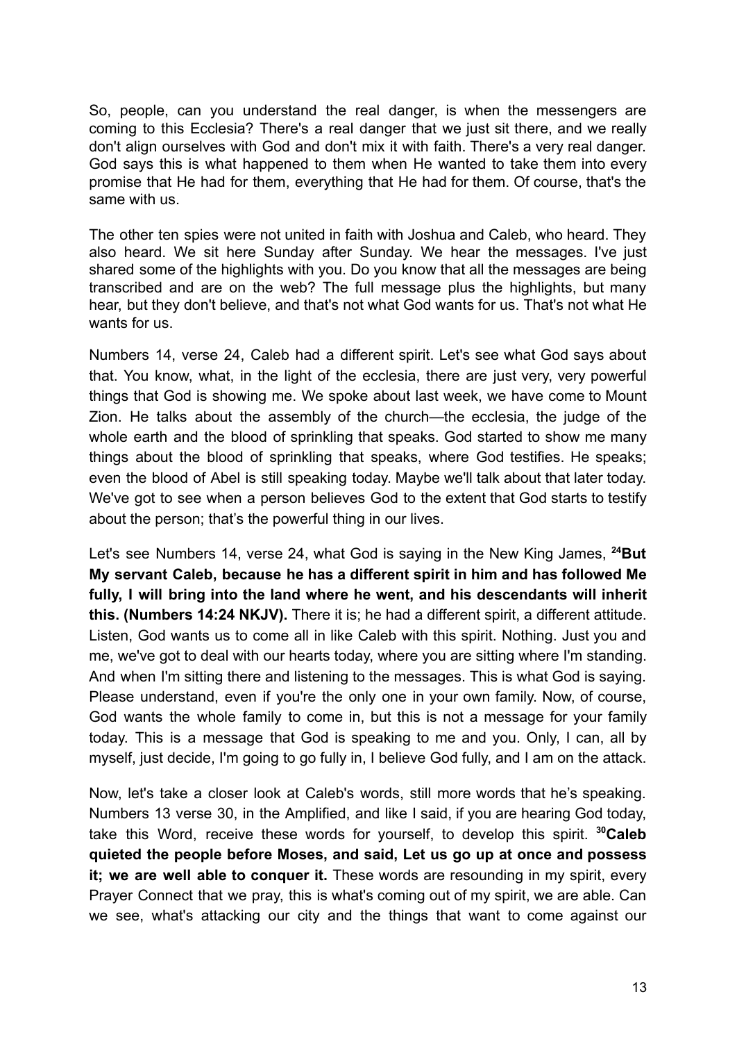So, people, can you understand the real danger, is when the messengers are coming to this Ecclesia? There's a real danger that we just sit there, and we really don't align ourselves with God and don't mix it with faith. There's a very real danger. God says this is what happened to them when He wanted to take them into every promise that He had for them, everything that He had for them. Of course, that's the same with us.

The other ten spies were not united in faith with Joshua and Caleb, who heard. They also heard. We sit here Sunday after Sunday. We hear the messages. I've just shared some of the highlights with you. Do you know that all the messages are being transcribed and are on the web? The full message plus the highlights, but many hear, but they don't believe, and that's not what God wants for us. That's not what He wants for us.

Numbers 14, verse 24, Caleb had a different spirit. Let's see what God says about that. You know, what, in the light of the ecclesia, there are just very, very powerful things that God is showing me. We spoke about last week, we have come to Mount Zion. He talks about the assembly of the church—the ecclesia, the judge of the whole earth and the blood of sprinkling that speaks. God started to show me many things about the blood of sprinkling that speaks, where God testifies. He speaks; even the blood of Abel is still speaking today. Maybe we'll talk about that later today. We've got to see when a person believes God to the extent that God starts to testify about the person; that's the powerful thing in our lives.

Let's see Numbers 14, verse 24, what God is saying in the New King James, **24But My servant Caleb, because he has a different spirit in him and has followed Me fully, I will bring into the land where he went, and his descendants will inherit this. (Numbers 14:24 NKJV).** There it is; he had a different spirit, a different attitude. Listen, God wants us to come all in like Caleb with this spirit. Nothing. Just you and me, we've got to deal with our hearts today, where you are sitting where I'm standing. And when I'm sitting there and listening to the messages. This is what God is saying. Please understand, even if you're the only one in your own family. Now, of course, God wants the whole family to come in, but this is not a message for your family today. This is a message that God is speaking to me and you. Only, I can, all by myself, just decide, I'm going to go fully in, I believe God fully, and I am on the attack.

Now, let's take a closer look at Caleb's words, still more words that he's speaking. Numbers 13 verse 30, in the Amplified, and like I said, if you are hearing God today, take this Word, receive these words for yourself, to develop this spirit. **30Caleb quieted the people before Moses, and said, Let us go up at once and possess it; we are well able to conquer it.** These words are resounding in my spirit, every Prayer Connect that we pray, this is what's coming out of my spirit, we are able. Can we see, what's attacking our city and the things that want to come against our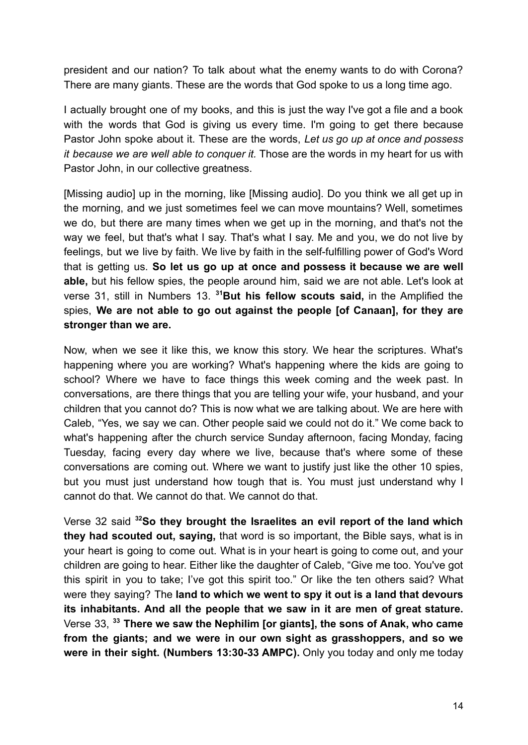president and our nation? To talk about what the enemy wants to do with Corona? There are many giants. These are the words that God spoke to us a long time ago.

I actually brought one of my books, and this is just the way I've got a file and a book with the words that God is giving us every time. I'm going to get there because Pastor John spoke about it. These are the words, *Let us go up at once and possess it because we are well able to conquer it.* Those are the words in my heart for us with Pastor John, in our collective greatness.

[Missing audio] up in the morning, like [Missing audio]. Do you think we all get up in the morning, and we just sometimes feel we can move mountains? Well, sometimes we do, but there are many times when we get up in the morning, and that's not the way we feel, but that's what I say. That's what I say. Me and you, we do not live by feelings, but we live by faith. We live by faith in the self-fulfilling power of God's Word that is getting us. **So let us go up at once and possess it because we are well able,** but his fellow spies, the people around him, said we are not able. Let's look at verse 31, still in Numbers 13. **[31]But his fellow scouts said,** in the Amplified the spies, **We are not able to go out against the people [of Canaan], for they are stronger than we are.**

Now, when we see it like this, we know this story. We hear the scriptures. What's happening where you are working? What's happening where the kids are going to school? Where we have to face things this week coming and the week past. In conversations, are there things that you are telling your wife, your husband, and your children that you cannot do? This is now what we are talking about. We are here with Caleb, "Yes, we say we can. Other people said we could not do it." We come back to what's happening after the church service Sunday afternoon, facing Monday, facing Tuesday, facing every day where we live, because that's where some of these conversations are coming out. Where we want to justify just like the other 10 spies, but you must just understand how tough that is. You must just understand why I cannot do that. We cannot do that. We cannot do that.

Verse 32 said **[32]So they brought the Israelites an evil report of the land which they had scouted out, saying,** that word is so important, the Bible says, what is in your heart is going to come out. What is in your heart is going to come out, and your children are going to hear. Either like the daughter of Caleb, "Give me too. You've got this spirit in you to take; I've got this spirit too." Or like the ten others said? What were they saying? The **land to which we went to spy it out is a land that devours its inhabitants. And all the people that we saw in it are men of great stature.** Verse 33, **[33] There we saw the Nephilim [or giants], the sons of Anak, who came from the giants; and we were in our own sight as grasshoppers, and so we were in their sight. (Numbers 13:30-33 AMPC).** Only you today and only me today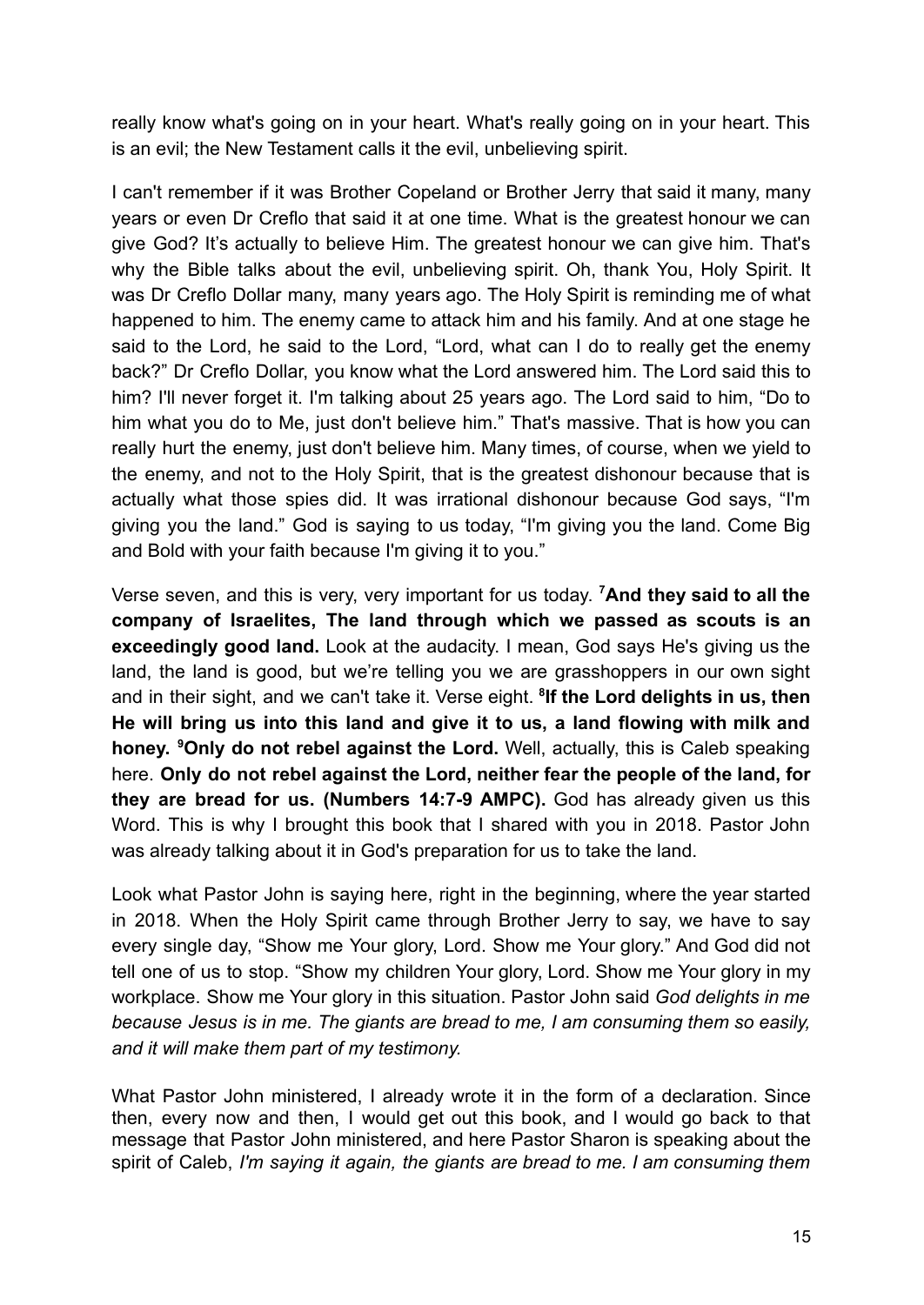really know what's going on in your heart. What's really going on in your heart. This is an evil; the New Testament calls it the evil, unbelieving spirit.

I can't remember if it was Brother Copeland or Brother Jerry that said it many, many years or even Dr Creflo that said it at one time. What is the greatest honour we can give God? It's actually to believe Him. The greatest honour we can give him. That's why the Bible talks about the evil, unbelieving spirit. Oh, thank You, Holy Spirit. It was Dr Creflo Dollar many, many years ago. The Holy Spirit is reminding me of what happened to him. The enemy came to attack him and his family. And at one stage he said to the Lord, he said to the Lord, "Lord, what can I do to really get the enemy back?" Dr Creflo Dollar, you know what the Lord answered him. The Lord said this to him? I'll never forget it. I'm talking about 25 years ago. The Lord said to him, "Do to him what you do to Me, just don't believe him." That's massive. That is how you can really hurt the enemy, just don't believe him. Many times, of course, when we yield to the enemy, and not to the Holy Spirit, that is the greatest dishonour because that is actually what those spies did. It was irrational dishonour because God says, "I'm giving you the land." God is saying to us today, "I'm giving you the land. Come Big and Bold with your faith because I'm giving it to you."

Verse seven, and this is very, very important for us today. [7]**And they said to all the company of Israelites, The land through which we passed as scouts is an exceedingly good land.** Look at the audacity. I mean, God says He's giving us the land, the land is good, but we're telling you we are grasshoppers in our own sight and in their sight, and we can't take it. Verse eight. [8]**If the Lord delights in us, then He will bring us into this land and give it to us, a land flowing with milk and honey.** [9]**Only do not rebel against the Lord.** Well, actually, this is Caleb speaking here. **Only do not rebel against the Lord, neither fear the people of the land, for they are bread for us. (Numbers 14:7-9 AMPC).** God has already given us this Word. This is why I brought this book that I shared with you in 2018. Pastor John was already talking about it in God's preparation for us to take the land.

Look what Pastor John is saying here, right in the beginning, where the year started in 2018. When the Holy Spirit came through Brother Jerry to say, we have to say every single day, "Show me Your glory, Lord. Show me Your glory." And God did not tell one of us to stop. "Show my children Your glory, Lord. Show me Your glory in my workplace. Show me Your glory in this situation. Pastor John said *God delights in me because Jesus is in me. The giants are bread to me, I am consuming them so easily, and it will make them part of my testimony.*

What Pastor John ministered, I already wrote it in the form of a declaration. Since then, every now and then, I would get out this book, and I would go back to that message that Pastor John ministered, and here Pastor Sharon is speaking about the spirit of Caleb, *I'm saying it again, the giants are bread to me. I am consuming them*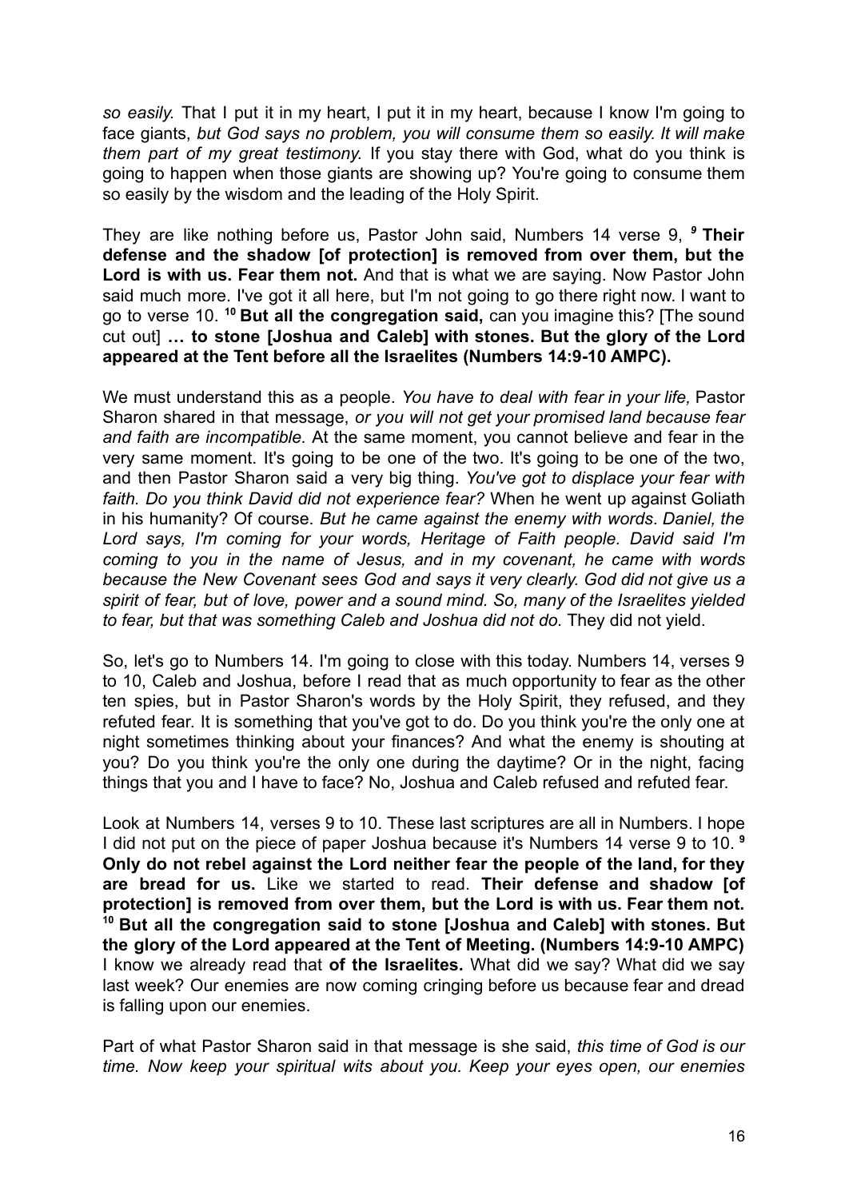*so easily.* That I put it in my heart, I put it in my heart, because I know I'm going to face giants, *but God says no problem, you will consume them so easily. It will make them part of my great testimony.* If you stay there with God, what do you think is going to happen when those giants are showing up? You're going to consume them so easily by the wisdom and the leading of the Holy Spirit.

They are like nothing before us, Pastor John said, Numbers 14 verse 9, ***9* Their defense and the shadow [of protection] is removed from over them, but the Lord is with us. Fear them not.** And that is what we are saying. Now Pastor John said much more. I've got it all here, but I'm not going to go there right now. I want to go to verse 10. **10 But all the congregation said,** can you imagine this? [The sound cut out] **… to stone [Joshua and Caleb] with stones. But the glory of the Lord appeared at the Tent before all the Israelites (Numbers 14:9-10 AMPC).**

We must understand this as a people. *You have to deal with fear in your life,* Pastor Sharon shared in that message, *or you will not get your promised land because fear and faith are incompatible.* At the same moment, you cannot believe and fear in the very same moment. It's going to be one of the two. It's going to be one of the two, and then Pastor Sharon said a very big thing. *You've got to displace your fear with faith. Do you think David did not experience fear?* When he went up against Goliath in his humanity? Of course. *But he came against the enemy with words. Daniel, the Lord says, I'm coming for your words, Heritage of Faith people. David said I'm coming to you in the name of Jesus, and in my covenant, he came with words because the New Covenant sees God and says it very clearly. God did not give us a spirit of fear, but of love, power and a sound mind. So, many of the Israelites yielded to fear, but that was something Caleb and Joshua did not do.* They did not yield.

So, let's go to Numbers 14. I'm going to close with this today. Numbers 14, verses 9 to 10, Caleb and Joshua, before I read that as much opportunity to fear as the other ten spies, but in Pastor Sharon's words by the Holy Spirit, they refused, and they refuted fear. It is something that you've got to do. Do you think you're the only one at night sometimes thinking about your finances? And what the enemy is shouting at you? Do you think you're the only one during the daytime? Or in the night, facing things that you and I have to face? No, Joshua and Caleb refused and refuted fear.

Look at Numbers 14, verses 9 to 10. These last scriptures are all in Numbers. I hope I did not put on the piece of paper Joshua because it's Numbers 14 verse 9 to 10. **9 Only do not rebel against the Lord neither fear the people of the land, for they are bread for us.** Like we started to read. **Their defense and shadow [of protection] is removed from over them, but the Lord is with us. Fear them not. 10 But all the congregation said to stone [Joshua and Caleb] with stones. But the glory of the Lord appeared at the Tent of Meeting. (Numbers 14:9-10 AMPC)** I know we already read that **of the Israelites.** What did we say? What did we say last week? Our enemies are now coming cringing before us because fear and dread is falling upon our enemies.

Part of what Pastor Sharon said in that message is she said, *this time of God is our time. Now keep your spiritual wits about you. Keep your eyes open, our enemies*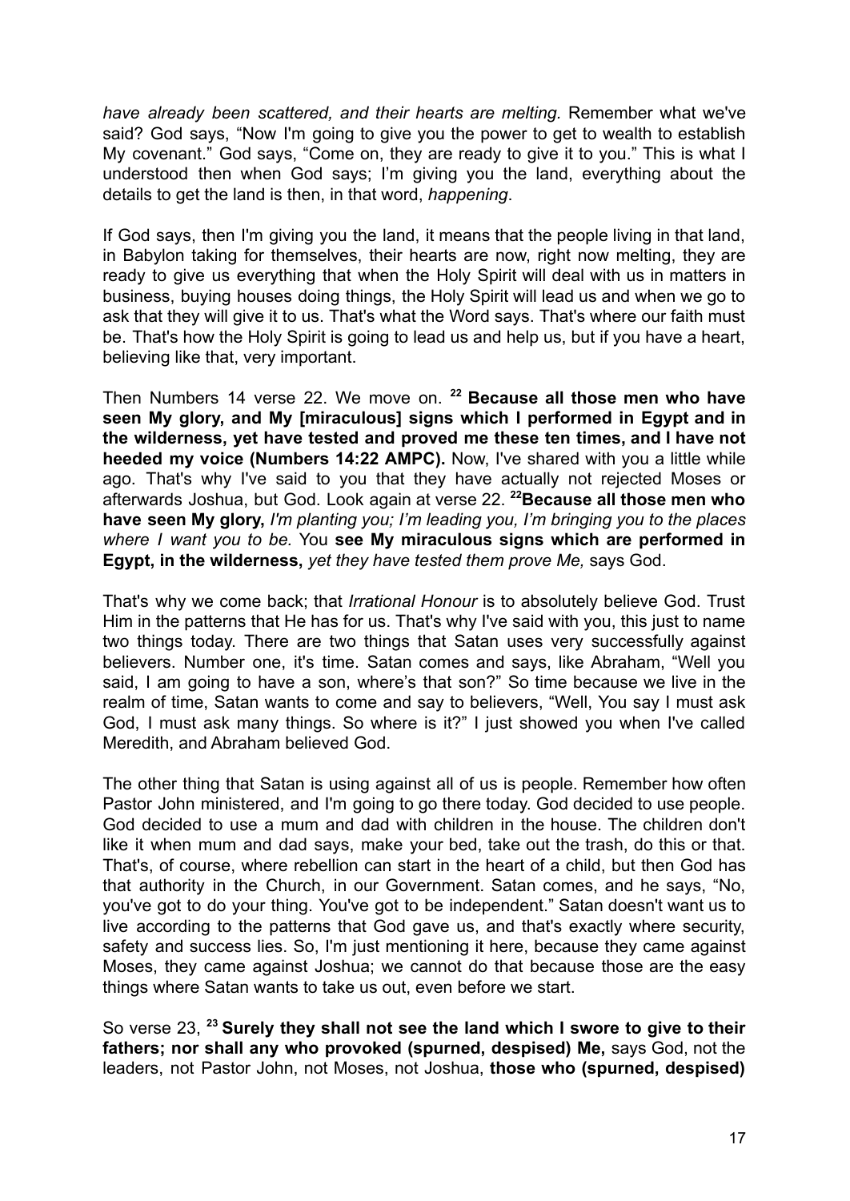*have already been scattered, and their hearts are melting.* Remember what we've said? God says, "Now I'm going to give you the power to get to wealth to establish My covenant." God says, "Come on, they are ready to give it to you." This is what I understood then when God says; I'm giving you the land, everything about the details to get the land is then, in that word, *happening*.

If God says, then I'm giving you the land, it means that the people living in that land, in Babylon taking for themselves, their hearts are now, right now melting, they are ready to give us everything that when the Holy Spirit will deal with us in matters in business, buying houses doing things, the Holy Spirit will lead us and when we go to ask that they will give it to us. That's what the Word says. That's where our faith must be. That's how the Holy Spirit is going to lead us and help us, but if you have a heart, believing like that, very important.

Then Numbers 14 verse 22. We move on. [22] **Because all those men who have seen My glory, and My [miraculous] signs which I performed in Egypt and in the wilderness, yet have tested and proved me these ten times, and I have not heeded my voice (Numbers 14:22 AMPC).** Now, I've shared with you a little while ago. That's why I've said to you that they have actually not rejected Moses or afterwards Joshua, but God. Look again at verse 22. [22]**Because all those men who have seen My glory,** *I'm planting you; I'm leading you, I'm bringing you to the places where I want you to be.* You **see My miraculous signs which are performed in Egypt, in the wilderness,** *yet they have tested them prove Me,* says God.

That's why we come back; that *Irrational Honour* is to absolutely believe God. Trust Him in the patterns that He has for us. That's why I've said with you, this just to name two things today. There are two things that Satan uses very successfully against believers. Number one, it's time. Satan comes and says, like Abraham, "Well you said, I am going to have a son, where's that son?" So time because we live in the realm of time, Satan wants to come and say to believers, "Well, You say I must ask God, I must ask many things. So where is it?" I just showed you when I've called Meredith, and Abraham believed God.

The other thing that Satan is using against all of us is people. Remember how often Pastor John ministered, and I'm going to go there today. God decided to use people. God decided to use a mum and dad with children in the house. The children don't like it when mum and dad says, make your bed, take out the trash, do this or that. That's, of course, where rebellion can start in the heart of a child, but then God has that authority in the Church, in our Government. Satan comes, and he says, "No, you've got to do your thing. You've got to be independent." Satan doesn't want us to live according to the patterns that God gave us, and that's exactly where security, safety and success lies. So, I'm just mentioning it here, because they came against Moses, they came against Joshua; we cannot do that because those are the easy things where Satan wants to take us out, even before we start.

So verse 23, [23] **Surely they shall not see the land which I swore to give to their fathers; nor shall any who provoked (spurned, despised) Me,** says God, not the leaders, not Pastor John, not Moses, not Joshua, **those who (spurned, despised)**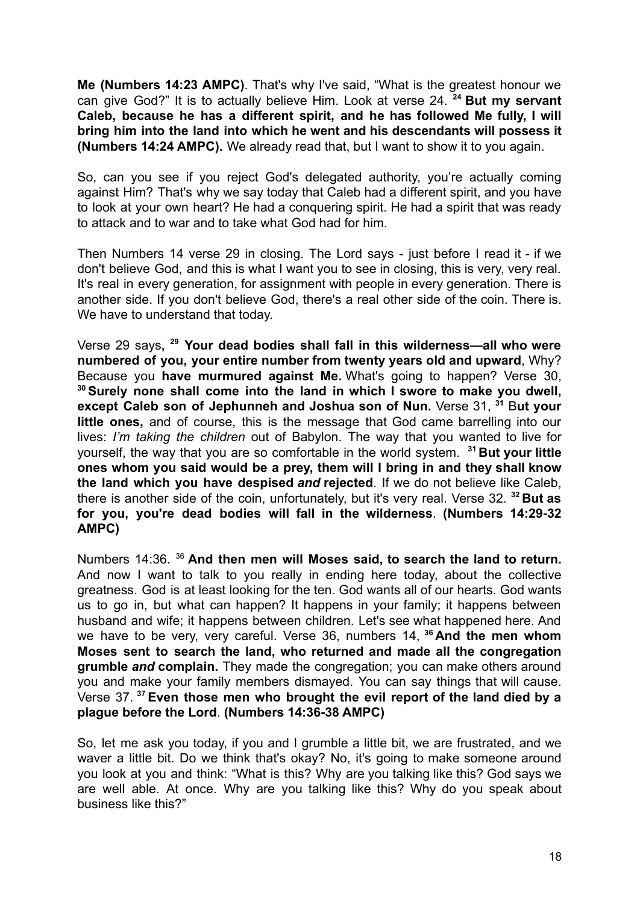**Me (Numbers 14:23 AMPC)**. That's why I've said, "What is the greatest honour we can give God?" It is to actually believe Him. Look at verse 24. [24] **But my servant Caleb, because he has a different spirit, and he has followed Me fully, I will bring him into the land into which he went and his descendants will possess it (Numbers 14:24 AMPC).** We already read that, but I want to show it to you again.

So, can you see if you reject God's delegated authority, you're actually coming against Him? That's why we say today that Caleb had a different spirit, and you have to look at your own heart? He had a conquering spirit. He had a spirit that was ready to attack and to war and to take what God had for him.

Then Numbers 14 verse 29 in closing. The Lord says - just before I read it - if we don't believe God, and this is what I want you to see in closing, this is very, very real. It's real in every generation, for assignment with people in every generation. There is another side. If you don't believe God, there's a real other side of the coin. There is. We have to understand that today.

Verse 29 says**,** [29] **Your dead bodies shall fall in this wilderness—all who were numbered of you, your entire number from twenty years old and upward**, Why? Because you **have murmured against Me.** What's going to happen? Verse 30, [30] **Surely none shall come into the land in which I swore to make you dwell, except Caleb son of Jephunneh and Joshua son of Nun.** Verse 31, [31] B**ut your little ones,** and of course, this is the message that God came barrelling into our lives: *I'm taking the children* out of Babylon. The way that you wanted to live for yourself, the way that you are so comfortable in the world system. [31] **But your little ones whom you said would be a prey, them will I bring in and they shall know the land which you have despised *and* rejected**. If we do not believe like Caleb, there is another side of the coin, unfortunately, but it's very real. Verse 32. [32] **But as for you, you're dead bodies will fall in the wilderness**. **(Numbers 14:29-32 AMPC)**

Numbers 14:36. [36] **And then men will Moses said, to search the land to return.** And now I want to talk to you really in ending here today, about the collective greatness. God is at least looking for the ten. God wants all of our hearts. God wants us to go in, but what can happen? It happens in your family; it happens between husband and wife; it happens between children. Let's see what happened here. And we have to be very, very careful. Verse 36, numbers 14, [36] **And the men whom Moses sent to search the land, who returned and made all the congregation grumble *and* complain.** They made the congregation; you can make others around you and make your family members dismayed. You can say things that will cause. Verse 37. [37] **Even those men who brought the evil report of the land died by a plague before the Lord**. **(Numbers 14:36-38 AMPC)**

So, let me ask you today, if you and I grumble a little bit, we are frustrated, and we waver a little bit. Do we think that's okay? No, it's going to make someone around you look at you and think: "What is this? Why are you talking like this? God says we are well able. At once. Why are you talking like this? Why do you speak about business like this?"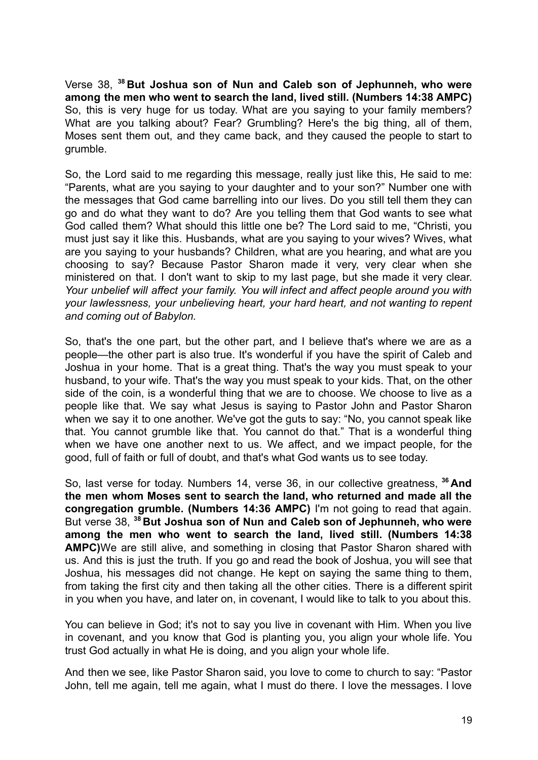Verse 38, [38] **But Joshua son of Nun and Caleb son of Jephunneh, who were among the men who went to search the land, lived still. (Numbers 14:38 AMPC)** So, this is very huge for us today. What are you saying to your family members? What are you talking about? Fear? Grumbling? Here's the big thing, all of them, Moses sent them out, and they came back, and they caused the people to start to grumble.

So, the Lord said to me regarding this message, really just like this, He said to me: "Parents, what are you saying to your daughter and to your son?" Number one with the messages that God came barrelling into our lives. Do you still tell them they can go and do what they want to do? Are you telling them that God wants to see what God called them? What should this little one be? The Lord said to me, "Christi, you must just say it like this. Husbands, what are you saying to your wives? Wives, what are you saying to your husbands? Children, what are you hearing, and what are you choosing to say? Because Pastor Sharon made it very, very clear when she ministered on that. I don't want to skip to my last page, but she made it very clear. *Your unbelief will affect your family. You will infect and affect people around you with your lawlessness, your unbelieving heart, your hard heart, and not wanting to repent and coming out of Babylon.*

So, that's the one part, but the other part, and I believe that's where we are as a people—the other part is also true. It's wonderful if you have the spirit of Caleb and Joshua in your home. That is a great thing. That's the way you must speak to your husband, to your wife. That's the way you must speak to your kids. That, on the other side of the coin, is a wonderful thing that we are to choose. We choose to live as a people like that. We say what Jesus is saying to Pastor John and Pastor Sharon when we say it to one another. We've got the guts to say: "No, you cannot speak like that. You cannot grumble like that. You cannot do that." That is a wonderful thing when we have one another next to us. We affect, and we impact people, for the good, full of faith or full of doubt, and that's what God wants us to see today.

So, last verse for today. Numbers 14, verse 36, in our collective greatness, [36] **And the men whom Moses sent to search the land, who returned and made all the congregation grumble. (Numbers 14:36 AMPC)** I'm not going to read that again. But verse 38, [38] **But Joshua son of Nun and Caleb son of Jephunneh, who were among the men who went to search the land, lived still. (Numbers 14:38 AMPC)** We are still alive, and something in closing that Pastor Sharon shared with us. And this is just the truth. If you go and read the book of Joshua, you will see that Joshua, his messages did not change. He kept on saying the same thing to them, from taking the first city and then taking all the other cities. There is a different spirit in you when you have, and later on, in covenant, I would like to talk to you about this.

You can believe in God; it's not to say you live in covenant with Him. When you live in covenant, and you know that God is planting you, you align your whole life. You trust God actually in what He is doing, and you align your whole life.

And then we see, like Pastor Sharon said, you love to come to church to say: "Pastor John, tell me again, tell me again, what I must do there. I love the messages. I love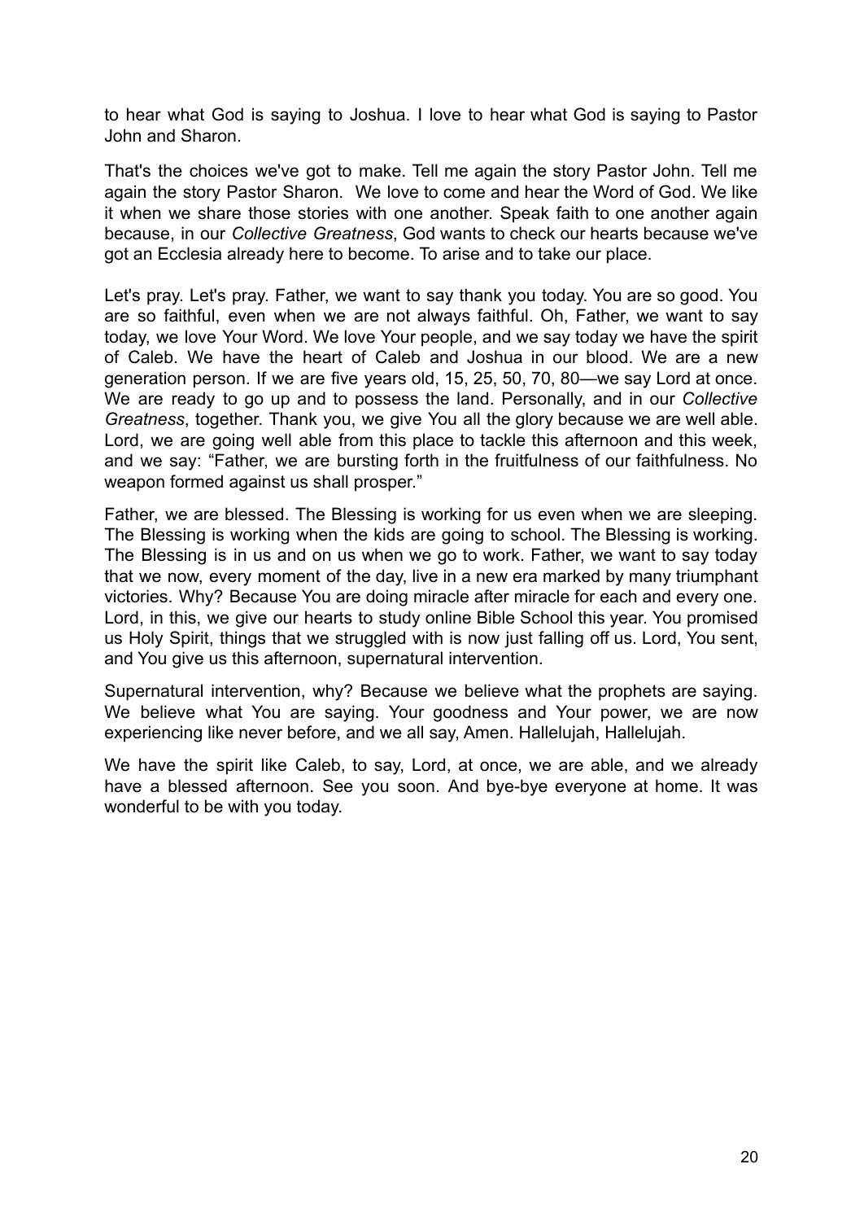to hear what God is saying to Joshua. I love to hear what God is saying to Pastor John and Sharon.

That's the choices we've got to make. Tell me again the story Pastor John. Tell me again the story Pastor Sharon. We love to come and hear the Word of God. We like it when we share those stories with one another. Speak faith to one another again because, in our *Collective Greatness*, God wants to check our hearts because we've got an Ecclesia already here to become. To arise and to take our place.

Let's pray. Let's pray. Father, we want to say thank you today. You are so good. You are so faithful, even when we are not always faithful. Oh, Father, we want to say today, we love Your Word. We love Your people, and we say today we have the spirit of Caleb. We have the heart of Caleb and Joshua in our blood. We are a new generation person. If we are five years old, 15, 25, 50, 70, 80—we say Lord at once. We are ready to go up and to possess the land. Personally, and in our *Collective Greatness*, together. Thank you, we give You all the glory because we are well able. Lord, we are going well able from this place to tackle this afternoon and this week, and we say: "Father, we are bursting forth in the fruitfulness of our faithfulness. No weapon formed against us shall prosper."

Father, we are blessed. The Blessing is working for us even when we are sleeping. The Blessing is working when the kids are going to school. The Blessing is working. The Blessing is in us and on us when we go to work. Father, we want to say today that we now, every moment of the day, live in a new era marked by many triumphant victories. Why? Because You are doing miracle after miracle for each and every one. Lord, in this, we give our hearts to study online Bible School this year. You promised us Holy Spirit, things that we struggled with is now just falling off us. Lord, You sent, and You give us this afternoon, supernatural intervention.

Supernatural intervention, why? Because we believe what the prophets are saying. We believe what You are saying. Your goodness and Your power, we are now experiencing like never before, and we all say, Amen. Hallelujah, Hallelujah.

We have the spirit like Caleb, to say, Lord, at once, we are able, and we already have a blessed afternoon. See you soon. And bye-bye everyone at home. It was wonderful to be with you today.